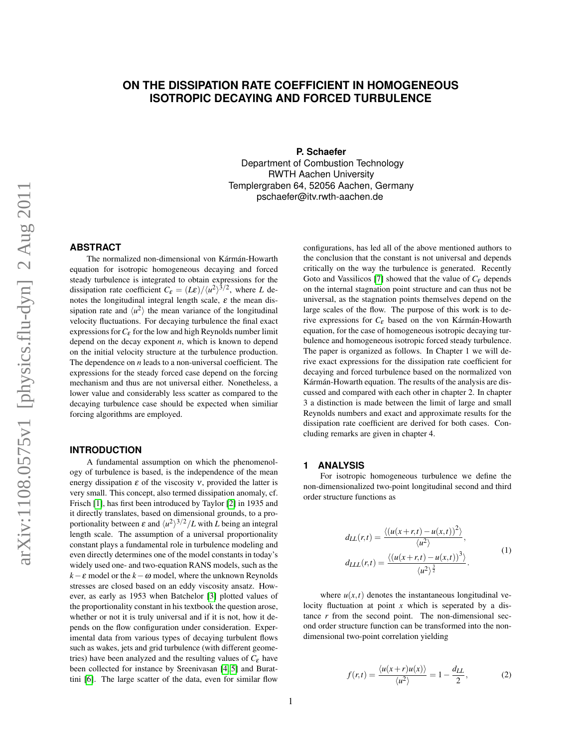# ON THE DISSIPATION RATE COEFFICIENT IN HOMOGENEOUS ISOTROPIC DECAYING AND FORCED TURBULENCE

**P. Schaefer**
Department of Combustion Technology
RWTH Aachen University
Templergraben 64, 52056 Aachen, Germany
pschaefer@itv.rwth-aachen.de

## ABSTRACT

The normalized non-dimensional von Kármán-Howarth equation for isotropic homogeneous decaying and forced steady turbulence is integrated to obtain expressions for the dissipation rate coefficient $C_\varepsilon = (L\varepsilon)/\langle u^2\rangle^{3/2}$, where $L$ denotes the longitudinal integral length scale, $\varepsilon$ the mean dissipation rate and $\langle u^2\rangle$ the mean variance of the longitudinal velocity fluctuations. For decaying turbulence the final exact expressions for $C_\varepsilon$ for the low and high Reynolds number limit depend on the decay exponent $n$, which is known to depend on the initial velocity structure at the turbulence production. The dependence on $n$ leads to a non-universal coefficient. The expressions for the steady forced case depend on the forcing mechanism and thus are not universal either. Nonetheless, a lower value and considerably less scatter as compared to the decaying turbulence case should be expected when similiar forcing algorithms are employed.

## INTRODUCTION

A fundamental assumption on which the phenomenology of turbulence is based, is the independence of the mean energy dissipation $\varepsilon$ of the viscosity $\nu$, provided the latter is very small. This concept, also termed dissipation anomaly, cf. Frisch [1], has first been introduced by Taylor [2] in 1935 and it directly translates, based on dimensional grounds, to a proportionality between $\varepsilon$ and $\langle u^2\rangle^{3/2}/L$ with $L$ being an integral length scale. The assumption of a universal proportionality constant plays a fundamental role in turbulence modeling and even directly determines one of the model constants in today's widely used one- and two-equation RANS models, such as the $k-\varepsilon$ model or the $k-\omega$ model, where the unknown Reynolds stresses are closed based on an eddy viscosity ansatz. However, as early as 1953 when Batchelor [3] plotted values of the proportionality constant in his textbook the question arose, whether or not it is truly universal and if it is not, how it depends on the flow configuration under consideration. Experimental data from various types of decaying turbulent flows such as wakes, jets and grid turbulence (with different geometries) have been analyzed and the resulting values of $C_\varepsilon$ have been collected for instance by Sreenivasan [4, 5] and Burattini [6]. The large scatter of the data, even for similar flow configurations, has led all of the above mentioned authors to the conclusion that the constant is not universal and depends critically on the way the turbulence is generated. Recently Goto and Vassilicos [7] showed that the value of $C_\varepsilon$ depends on the internal stagnation point structure and can thus not be universal, as the stagnation points themselves depend on the large scales of the flow. The purpose of this work is to derive expressions for $C_\varepsilon$ based on the von Kármán-Howarth equation, for the case of homogeneous isotropic decaying turbulence and homogeneous isotropic forced steady turbulence. The paper is organized as follows. In Chapter 1 we will derive exact expressions for the dissipation rate coefficient for decaying and forced turbulence based on the normalized von Kármán-Howarth equation. The results of the analysis are discussed and compared with each other in chapter 2. In chapter 3 a distinction is made between the limit of large and small Reynolds numbers and exact and approximate results for the dissipation rate coefficient are derived for both cases. Concluding remarks are given in chapter 4.

## 1 ANALYSIS

For isotropic homogeneous turbulence we define the non-dimensionalized two-point longitudinal second and third order structure functions as

$$
\begin{aligned}
d_{LL}(r,t) &= \frac{\langle (u(x+r,t)-u(x,t))^2\rangle}{\langle u^2\rangle},\\
d_{LLL}(r,t) &= \frac{\langle (u(x+r,t)-u(x,t))^3\rangle}{\langle u^2\rangle^{\frac{3}{2}}}.
\end{aligned}
\tag{1}
$$

where $u(x,t)$ denotes the instantaneous longitudinal velocity fluctuation at point $x$ which is seperated by a distance $r$ from the second point. The non-dimensional second order structure function can be transformed into the non-dimensional two-point correlation yielding

$$
f(r,t) = \frac{\langle u(x+r)u(x)\rangle}{\langle u^2\rangle} = 1 - \frac{d_{LL}}{2},
\tag{2}
$$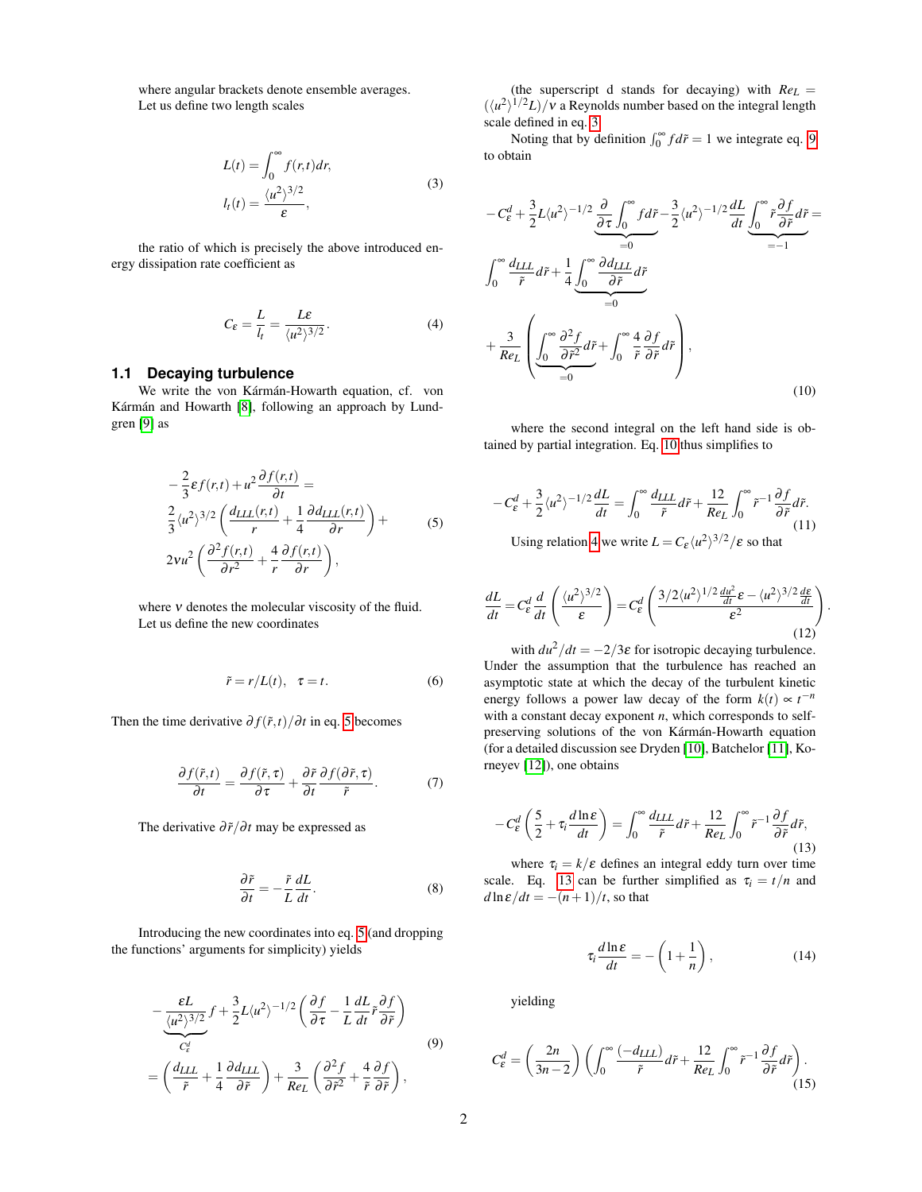where angular brackets denote ensemble averages.

Let us define two length scales

$$
\begin{aligned}
L(t) &= \int_0^\infty f(r,t)dr, \\
l_t(t) &= \frac{\langle u^2\rangle^{3/2}}{\varepsilon},
\end{aligned} \tag{3}
$$

the ratio of which is precisely the above introduced energy dissipation rate coefficient as

$$
C_\varepsilon = \frac{L}{l_t} = \frac{L\varepsilon}{\langle u^2\rangle^{3/2}}. \tag{4}
$$

### 1.1 Decaying turbulence

We write the von Kármán-Howarth equation, cf. von Kármán and Howarth [8], following an approach by Lundgren [9] as

$$
\begin{aligned}
&-\frac{2}{3}\varepsilon f(r,t) + u^2\frac{\partial f(r,t)}{\partial t} = \\
&\frac{2}{3}\langle u^2\rangle^{3/2}\left(\frac{d_{LLL}(r,t)}{r} + \frac{1}{4}\frac{\partial d_{LLL}(r,t)}{\partial r}\right) + \\
&2\nu u^2\left(\frac{\partial^2 f(r,t)}{\partial r^2} + \frac{4}{r}\frac{\partial f(r,t)}{\partial r}\right),
\end{aligned} \tag{5}
$$

where $\nu$ denotes the molecular viscosity of the fluid.

Let us define the new coordinates

$$
\tilde{r} = r/L(t), \quad \tau = t. \tag{6}
$$

Then the time derivative $\partial f(\tilde{r},t)/\partial t$ in eq. 5 becomes

$$
\frac{\partial f(\tilde{r},t)}{\partial t} = \frac{\partial f(\tilde{r},\tau)}{\partial \tau} + \frac{\partial \tilde{r}}{\partial t}\frac{\partial f(\partial \tilde{r},\tau)}{\tilde{r}}. \tag{7}
$$

The derivative $\partial \tilde{r}/\partial t$ may be expressed as

$$
\frac{\partial \tilde{r}}{\partial t} = -\frac{\tilde{r}}{L}\frac{dL}{dt}. \tag{8}
$$

Introducing the new coordinates into eq. 5 (and dropping the functions' arguments for simplicity) yields

$$
\begin{aligned}
&-\underbrace{\frac{\varepsilon L}{\langle u^2\rangle^{3/2}}}_{C_\varepsilon^d} f + \frac{3}{2}L\langle u^2\rangle^{-1/2}\left(\frac{\partial f}{\partial \tau} - \frac{1}{L}\frac{dL}{dt}\tilde{r}\frac{\partial f}{\partial \tilde{r}}\right) \\
&= \left(\frac{d_{LLL}}{\tilde{r}} + \frac{1}{4}\frac{\partial d_{LLL}}{\partial \tilde{r}}\right) + \frac{3}{Re_L}\left(\frac{\partial^2 f}{\partial \tilde{r}^2} + \frac{4}{\tilde{r}}\frac{\partial f}{\partial \tilde{r}}\right),
\end{aligned} \tag{9}
$$

(the superscript d stands for decaying) with $Re_L = (\langle u^2\rangle^{1/2}L)/\nu$ a Reynolds number based on the integral length scale defined in eq. 3.

Noting that by definition $\int_0^\infty f d\tilde{r} = 1$ we integrate eq. 9 to obtain

$$
\begin{aligned}
&-C_\varepsilon^d + \frac{3}{2}L\langle u^2\rangle^{-1/2}\underbrace{\frac{\partial}{\partial \tau}\int_0^\infty f d\tilde{r}}_{=0} - \frac{3}{2}\langle u^2\rangle^{-1/2}\frac{dL}{dt}\underbrace{\int_0^\infty \tilde{r}\frac{\partial f}{\partial \tilde{r}}d\tilde{r}}_{=-1} = \\
&\int_0^\infty \frac{d_{LLL}}{\tilde{r}}d\tilde{r} + \frac{1}{4}\underbrace{\int_0^\infty \frac{\partial d_{LLL}}{\partial \tilde{r}}d\tilde{r}}_{=0} \\
&+ \frac{3}{Re_L}\left(\underbrace{\int_0^\infty \frac{\partial^2 f}{\partial \tilde{r}^2}d\tilde{r}}_{=0} + \int_0^\infty \frac{4}{\tilde{r}}\frac{\partial f}{\partial \tilde{r}}d\tilde{r}\right),
\end{aligned} \tag{10}
$$

where the second integral on the left hand side is obtained by partial integration. Eq. 10 thus simplifies to

$$
-C_\varepsilon^d + \frac{3}{2}\langle u^2\rangle^{-1/2}\frac{dL}{dt} = \int_0^\infty \frac{d_{LLL}}{\tilde{r}}d\tilde{r} + \frac{12}{Re_L}\int_0^\infty \tilde{r}^{-1}\frac{\partial f}{\partial \tilde{r}}d\tilde{r}. \tag{11}
$$

Using relation 4 we write $L = C_\varepsilon\langle u^2\rangle^{3/2}/\varepsilon$ so that

$$
\frac{dL}{dt} = C_\varepsilon^d\frac{d}{dt}\left(\frac{\langle u^2\rangle^{3/2}}{\varepsilon}\right) = C_\varepsilon^d\left(\frac{3/2\langle u^2\rangle^{1/2}\frac{du^2}{dt}\varepsilon - \langle u^2\rangle^{3/2}\frac{d\varepsilon}{dt}}{\varepsilon^2}\right). \tag{12}
$$

with $du^2/dt = -2/3\varepsilon$ for isotropic decaying turbulence. Under the assumption that the turbulence has reached an asymptotic state at which the decay of the turbulent kinetic energy follows a power law decay of the form $k(t) \propto t^{-n}$ with a constant decay exponent $n$, which corresponds to self-preserving solutions of the von Kármán-Howarth equation (for a detailed discussion see Dryden [10], Batchelor [11], Korneyev [12]), one obtains

$$
-C_\varepsilon^d\left(\frac{5}{2} + \tau_i\frac{d\ln\varepsilon}{dt}\right) = \int_0^\infty \frac{d_{LLL}}{\tilde{r}}d\tilde{r} + \frac{12}{Re_L}\int_0^\infty \tilde{r}^{-1}\frac{\partial f}{\partial \tilde{r}}d\tilde{r}, \tag{13}
$$

where $\tau_i = k/\varepsilon$ defines an integral eddy turn over time scale. Eq. 13 can be further simplified as $\tau_i = t/n$ and $d\ln\varepsilon/dt = -(n+1)/t$, so that

$$
\tau_i\frac{d\ln\varepsilon}{dt} = -\left(1 + \frac{1}{n}\right), \tag{14}
$$

yielding

$$
C_\varepsilon^d = \left(\frac{2n}{3n-2}\right)\left(\int_0^\infty \frac{(-d_{LLL})}{\tilde{r}}d\tilde{r} + \frac{12}{Re_L}\int_0^\infty \tilde{r}^{-1}\frac{\partial f}{\partial \tilde{r}}d\tilde{r}\right). \tag{15}
$$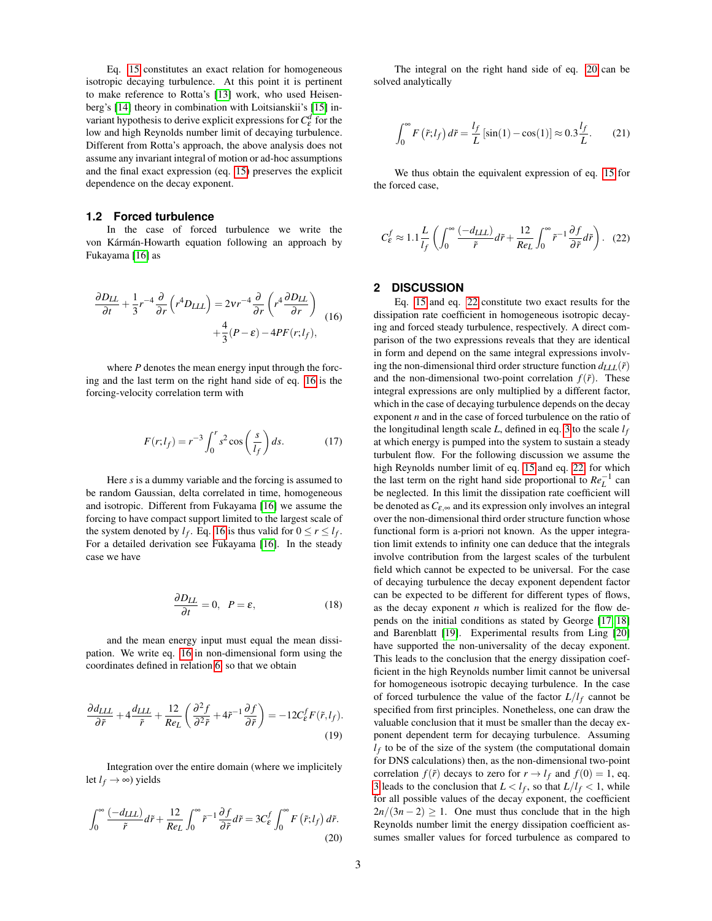Eq. 15 constitutes an exact relation for homogeneous isotropic decaying turbulence. At this point it is pertinent to make reference to Rotta's [13] work, who used Heisenberg's [14] theory in combination with Loitsianskii's [15] invariant hypothesis to derive explicit expressions for $C_\varepsilon^d$ for the low and high Reynolds number limit of decaying turbulence. Different from Rotta's approach, the above analysis does not assume any invariant integral of motion or ad-hoc assumptions and the final exact expression (eq. 15) preserves the explicit dependence on the decay exponent.

### 1.2 Forced turbulence

In the case of forced turbulence we write the von Kármán-Howarth equation following an approach by Fukayama [16] as

$$\frac{\partial D_{LL}}{\partial t} + \frac{1}{3} r^{-4} \frac{\partial}{\partial r}\left(r^4 D_{LLL}\right) = 2\nu r^{-4} \frac{\partial}{\partial r}\left(r^4 \frac{\partial D_{LL}}{\partial r}\right) + \frac{4}{3}(P - \varepsilon) - 4PF(r; l_f), \tag{16}$$

where $P$ denotes the mean energy input through the forcing and the last term on the right hand side of eq. 16 is the forcing-velocity correlation term with

$$F(r; l_f) = r^{-3} \int_0^r s^2 \cos\left(\frac{s}{l_f}\right) ds. \tag{17}$$

Here $s$ is a dummy variable and the forcing is assumed to be random Gaussian, delta correlated in time, homogeneous and isotropic. Different from Fukayama [16] we assume the forcing to have compact support limited to the largest scale of the system denoted by $l_f$. Eq. 16 is thus valid for $0 \le r \le l_f$. For a detailed derivation see Fukayama [16]. In the steady case we have

$$\frac{\partial D_{LL}}{\partial t} = 0, \quad P = \varepsilon, \tag{18}$$

and the mean energy input must equal the mean dissipation. We write eq. 16 in non-dimensional form using the coordinates defined in relation 6, so that we obtain

$$\frac{\partial d_{LLL}}{\partial \tilde{r}} + 4\frac{d_{LLL}}{\tilde{r}} + \frac{12}{Re_L}\left(\frac{\partial^2 f}{\partial^2 \tilde{r}} + 4\tilde{r}^{-1}\frac{\partial f}{\partial \tilde{r}}\right) = -12 C_\varepsilon^f F(\tilde{r}, l_f). \tag{19}$$

Integration over the entire domain (where we implicitely let $l_f \to \infty$) yields

$$\int_0^\infty \frac{(-d_{LLL})}{\tilde{r}} d\tilde{r} + \frac{12}{Re_L}\int_0^\infty \tilde{r}^{-1}\frac{\partial f}{\partial \tilde{r}} d\tilde{r} = 3 C_\varepsilon^f \int_0^\infty F\left(\tilde{r}; l_f\right) d\tilde{r}. \tag{20}$$

The integral on the right hand side of eq. 20 can be solved analytically

$$\int_0^\infty F\left(\tilde{r}; l_f\right) d\tilde{r} = \frac{l_f}{L}\left[\sin(1) - \cos(1)\right] \approx 0.3\frac{l_f}{L}. \tag{21}$$

We thus obtain the equivalent expression of eq. 15 for the forced case,

$$C_\varepsilon^f \approx 1.1\frac{L}{l_f}\left(\int_0^\infty \frac{(-d_{LLL})}{\tilde{r}} d\tilde{r} + \frac{12}{Re_L}\int_0^\infty \tilde{r}^{-1}\frac{\partial f}{\partial \tilde{r}} d\tilde{r}\right). \tag{22}$$

## 2 DISCUSSION

Eq. 15 and eq. 22 constitute two exact results for the dissipation rate coefficient in homogeneous isotropic decaying and forced steady turbulence, respectively. A direct comparison of the two expressions reveals that they are identical in form and depend on the same integral expressions involving the non-dimensional third order structure function $d_{LLL}(\tilde{r})$ and the non-dimensional two-point correlation $f(\tilde{r})$. These integral expressions are only multiplied by a different factor, which in the case of decaying turbulence depends on the decay exponent $n$ and in the case of forced turbulence on the ratio of the longitudinal length scale $L$, defined in eq. 3 to the scale $l_f$ at which energy is pumped into the system to sustain a steady turbulent flow. For the following discussion we assume the high Reynolds number limit of eq. 15 and eq. 22, for which the last term on the right hand side proportional to $Re_L^{-1}$ can be neglected. In this limit the dissipation rate coefficient will be denoted as $C_{\varepsilon,\infty}$ and its expression only involves an integral over the non-dimensional third order structure function whose functional form is a-priori not known. As the upper integration limit extends to infinity one can deduce that the integrals involve contribution from the largest scales of the turbulent field which cannot be expected to be universal. For the case of decaying turbulence the decay exponent dependent factor can be expected to be different for different types of flows, as the decay exponent $n$ which is realized for the flow depends on the initial conditions as stated by George [17, 18] and Barenblatt [19]. Experimental results from Ling [20] have supported the non-universality of the decay exponent. This leads to the conclusion that the energy dissipation coefficient in the high Reynolds number limit cannot be universal for homogeneous isotropic decaying turbulence. In the case of forced turbulence the value of the factor $L/l_f$ cannot be specified from first principles. Nonetheless, one can draw the valuable conclusion that it must be smaller than the decay exponent dependent term for decaying turbulence. Assuming $l_f$ to be of the size of the system (the computational domain for DNS calculations) then, as the non-dimensional two-point correlation $f(\tilde{r})$ decays to zero for $r \to l_f$ and $f(0) = 1$, eq. 3 leads to the conclusion that $L < l_f$, so that $L/l_f < 1$, while for all possible values of the decay exponent, the coefficient $2n/(3n-2) \ge 1$. One must thus conclude that in the high Reynolds number limit the energy dissipation coefficient assumes smaller values for forced turbulence as compared to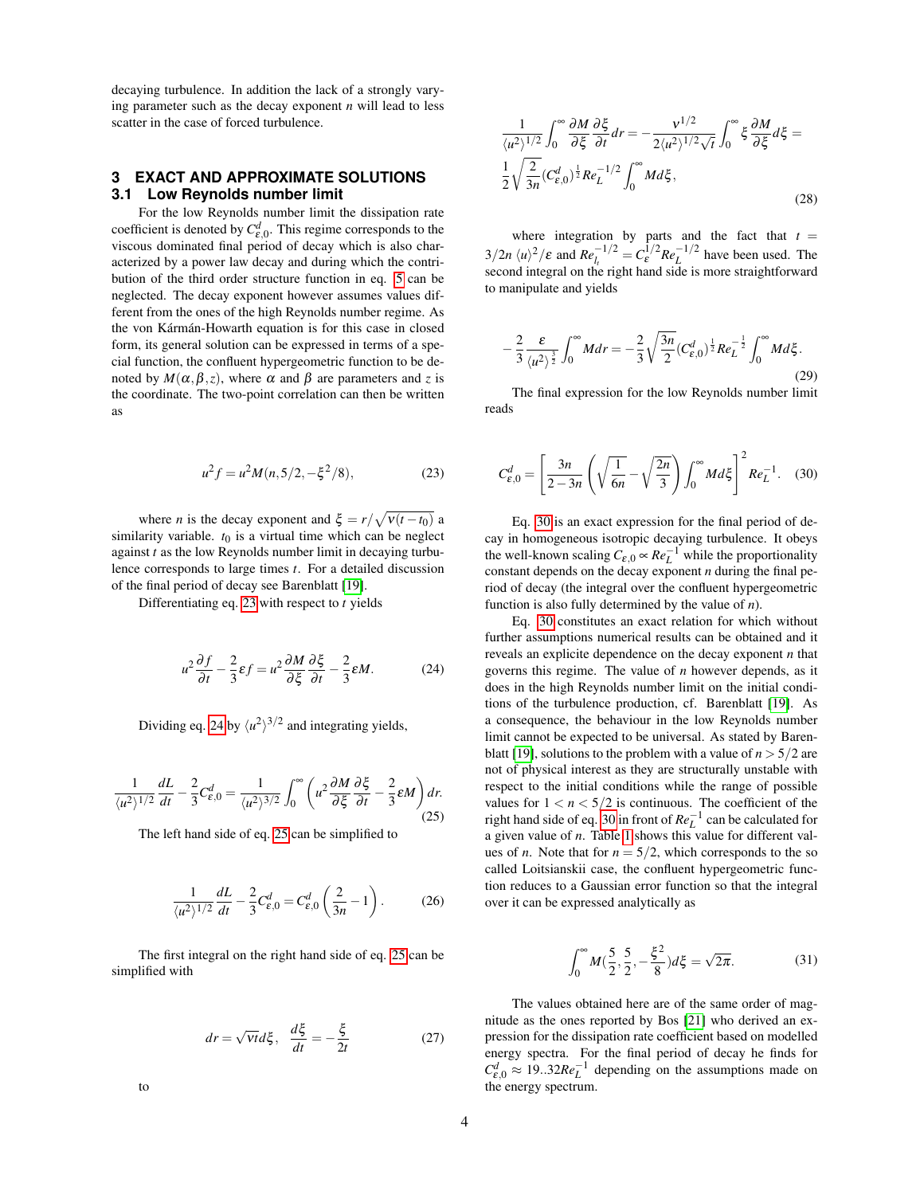decaying turbulence. In addition the lack of a strongly varying parameter such as the decay exponent $n$ will lead to less scatter in the case of forced turbulence.

## 3 EXACT AND APPROXIMATE SOLUTIONS

### 3.1 Low Reynolds number limit

For the low Reynolds number limit the dissipation rate coefficient is denoted by $C^d_{\varepsilon,0}$. This regime corresponds to the viscous dominated final period of decay which is also characterized by a power law decay and during which the contribution of the third order structure function in eq. 5 can be neglected. The decay exponent however assumes values different from the ones of the high Reynolds number regime. As the von Kármán-Howarth equation is for this case in closed form, its general solution can be expressed in terms of a special function, the confluent hypergeometric function to be denoted by $M(\alpha,\beta,z)$, where $\alpha$ and $\beta$ are parameters and $z$ is the coordinate. The two-point correlation can then be written as

$$u^2 f = u^2 M(n, 5/2, -\xi^2/8), \tag{23}$$

where $n$ is the decay exponent and $\xi = r/\sqrt{\nu(t-t_0)}$ a similarity variable. $t_0$ is a virtual time which can be neglect against $t$ as the low Reynolds number limit in decaying turbulence corresponds to large times $t$. For a detailed discussion of the final period of decay see Barenblatt [19].

Differentiating eq. 23 with respect to $t$ yields

$$u^2 \frac{\partial f}{\partial t} - \frac{2}{3}\varepsilon f = u^2 \frac{\partial M}{\partial \xi}\frac{\partial \xi}{\partial t} - \frac{2}{3}\varepsilon M. \tag{24}$$

Dividing eq. 24 by $\langle u^2\rangle^{3/2}$ and integrating yields,

$$\frac{1}{\langle u^2\rangle^{1/2}}\frac{dL}{dt} - \frac{2}{3}C^d_{\varepsilon,0} = \frac{1}{\langle u^2\rangle^{3/2}}\int_0^\infty \left(u^2 \frac{\partial M}{\partial \xi}\frac{\partial \xi}{\partial t} - \frac{2}{3}\varepsilon M\right) dr. \tag{25}$$

The left hand side of eq. 25 can be simplified to

$$\frac{1}{\langle u^2\rangle^{1/2}}\frac{dL}{dt} - \frac{2}{3}C^d_{\varepsilon,0} = C^d_{\varepsilon,0}\left(\frac{2}{3n} - 1\right). \tag{26}$$

The first integral on the right hand side of eq. 25 can be simplified with

$$dr = \sqrt{\nu t}\, d\xi, \quad \frac{d\xi}{dt} = -\frac{\xi}{2t} \tag{27}$$

to

$$\frac{1}{\langle u^2\rangle^{1/2}}\int_0^\infty \frac{\partial M}{\partial \xi}\frac{\partial \xi}{\partial t} dr = -\frac{\nu^{1/2}}{2\langle u^2\rangle^{1/2}\sqrt{t}}\int_0^\infty \xi \frac{\partial M}{\partial \xi} d\xi = \frac{1}{2}\sqrt{\frac{2}{3n}}(C^d_{\varepsilon,0})^{\frac{1}{2}} Re_L^{-1/2}\int_0^\infty M d\xi, \tag{28}$$

where integration by parts and the fact that $t = 3/2n\,\langle u\rangle^2/\varepsilon$ and $Re_{l_t}^{-1/2} = C_\varepsilon^{1/2} Re_L^{-1/2}$ have been used. The second integral on the right hand side is more straightforward to manipulate and yields

$$-\frac{2}{3}\frac{\varepsilon}{\langle u^2\rangle^{\frac{3}{2}}}\int_0^\infty M dr = -\frac{2}{3}\sqrt{\frac{3n}{2}}(C^d_{\varepsilon,0})^{\frac{1}{2}} Re_L^{-\frac{1}{2}}\int_0^\infty M d\xi. \tag{29}$$

The final expression for the low Reynolds number limit reads

$$C^d_{\varepsilon,0} = \left[\frac{3n}{2-3n}\left(\sqrt{\frac{1}{6n}} - \sqrt{\frac{2n}{3}}\right)\int_0^\infty M d\xi\right]^2 Re_L^{-1}. \tag{30}$$

Eq. 30 is an exact expression for the final period of decay in homogeneous isotropic decaying turbulence. It obeys the well-known scaling $C_{\varepsilon,0} \propto Re_L^{-1}$ while the proportionality constant depends on the decay exponent $n$ during the final period of decay (the integral over the confluent hypergeometric function is also fully determined by the value of $n$).

Eq. 30 constitutes an exact relation for which without further assumptions numerical results can be obtained and it reveals an explicite dependence on the decay exponent $n$ that governs this regime. The value of $n$ however depends, as it does in the high Reynolds number limit on the initial conditions of the turbulence production, cf. Barenblatt [19]. As a consequence, the behaviour in the low Reynolds number limit cannot be expected to be universal. As stated by Barenblatt [19], solutions to the problem with a value of $n > 5/2$ are not of physical interest as they are structurally unstable with respect to the initial conditions while the range of possible values for $1 < n < 5/2$ is continuous. The coefficient of the right hand side of eq. 30 in front of $Re_L^{-1}$ can be calculated for a given value of $n$. Table 1 shows this value for different values of $n$. Note that for $n = 5/2$, which corresponds to the so called Loitsianskii case, the confluent hypergeometric function reduces to a Gaussian error function so that the integral over it can be expressed analytically as

$$\int_0^\infty M\left(\frac{5}{2}, \frac{5}{2}, -\frac{\xi^2}{8}\right) d\xi = \sqrt{2\pi}. \tag{31}$$

The values obtained here are of the same order of magnitude as the ones reported by Bos [21] who derived an expression for the dissipation rate coefficient based on modelled energy spectra. For the final period of decay he finds for $C^d_{\varepsilon,0} \approx 19..32 Re_L^{-1}$ depending on the assumptions made on the energy spectrum.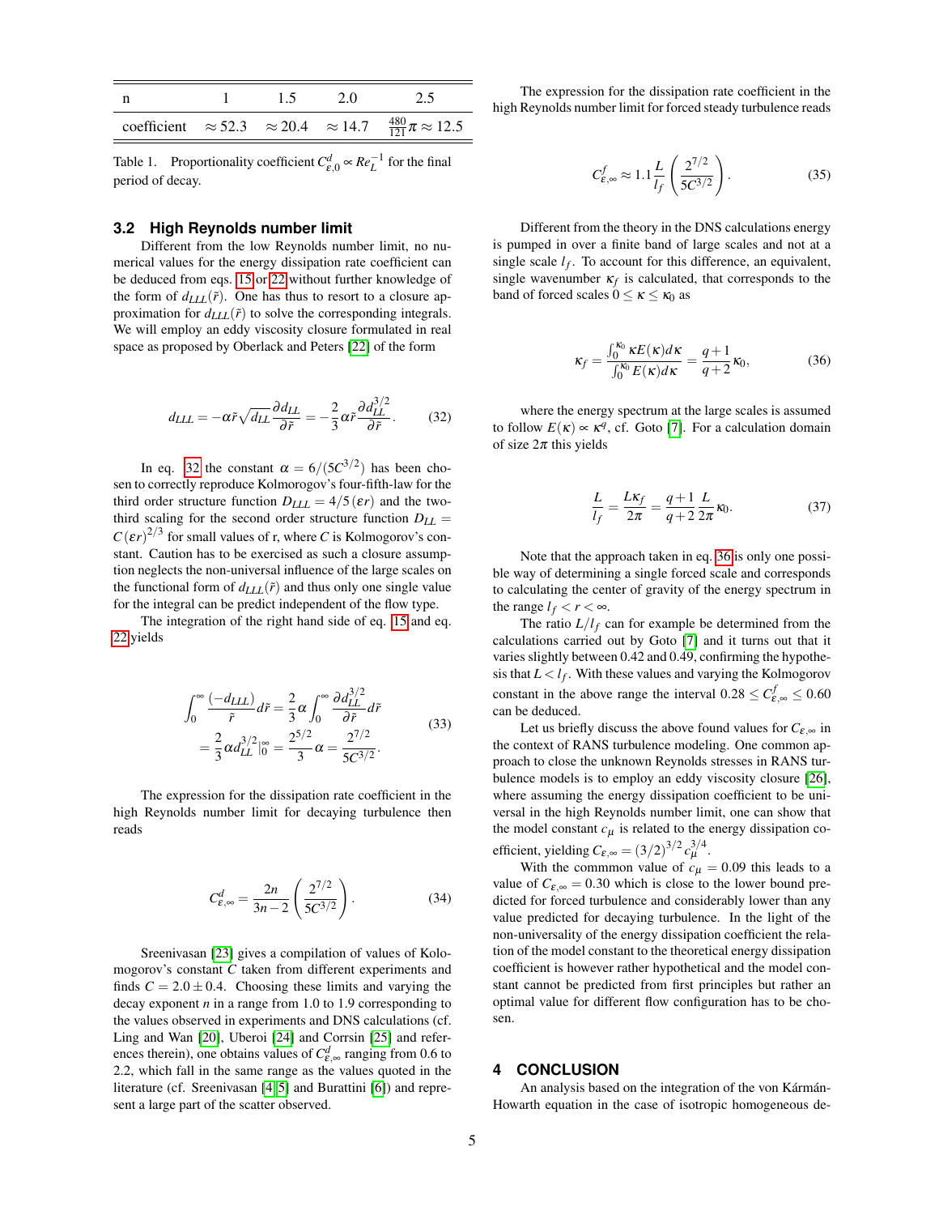| n | 1 | 1.5 | 2.0 | 2.5 |
|---|---|---|---|---|
| coefficient | $\approx 52.3$ | $\approx 20.4$ | $\approx 14.7$ | $\frac{480}{121}\pi \approx 12.5$ |

Table 1. Proportionality coefficient $C^d_{\varepsilon,0} \propto Re_L^{-1}$ for the final period of decay.

### 3.2 High Reynolds number limit

Different from the low Reynolds number limit, no numerical values for the energy dissipation rate coefficient can be deduced from eqs. 15 or 22 without further knowledge of the form of $d_{LLL}(\tilde{r})$. One has thus to resort to a closure approximation for $d_{LLL}(\tilde{r})$ to solve the corresponding integrals. We will employ an eddy viscosity closure formulated in real space as proposed by Oberlack and Peters [22] of the form

$$d_{LLL} = -\alpha \tilde{r}\sqrt{d_{LL}}\frac{\partial d_{LL}}{\partial \tilde{r}} = -\frac{2}{3}\alpha \tilde{r}\frac{\partial d_{LL}^{3/2}}{\partial \tilde{r}}. \tag{32}$$

In eq. 32 the constant $\alpha = 6/(5C^{3/2})$ has been chosen to correctly reproduce Kolmorogov's four-fifth-law for the third order structure function $D_{LLL} = 4/5\,(\varepsilon r)$ and the two-third scaling for the second order structure function $D_{LL} = C\,(\varepsilon r)^{2/3}$ for small values of r, where $C$ is Kolmogorov's constant. Caution has to be exercised as such a closure assumption neglects the non-universal influence of the large scales on the functional form of $d_{LLL}(\tilde{r})$ and thus only one single value for the integral can be predict independent of the flow type.

The integration of the right hand side of eq. 15 and eq. 22 yields

$$\begin{aligned}\int_0^\infty \frac{(-d_{LLL})}{\tilde{r}}d\tilde{r} &= \frac{2}{3}\alpha\int_0^\infty \frac{\partial d_{LL}^{3/2}}{\partial \tilde{r}}d\tilde{r} \\ &= \frac{2}{3}\alpha d_{LL}^{3/2}|_0^\infty = \frac{2^{5/2}}{3}\alpha = \frac{2^{7/2}}{5C^{3/2}}.\end{aligned} \tag{33}$$

The expression for the dissipation rate coefficient in the high Reynolds number limit for decaying turbulence then reads

$$C^d_{\varepsilon,\infty} = \frac{2n}{3n-2}\left(\frac{2^{7/2}}{5C^{3/2}}\right). \tag{34}$$

Sreenivasan [23] gives a compilation of values of Kolomogorov's constant $C$ taken from different experiments and finds $C = 2.0 \pm 0.4$. Choosing these limits and varying the decay exponent $n$ in a range from 1.0 to 1.9 corresponding to the values observed in experiments and DNS calculations (cf. Ling and Wan [20], Uberoi [24] and Corrsin [25] and references therein), one obtains values of $C^d_{\varepsilon,\infty}$ ranging from 0.6 to 2.2, which fall in the same range as the values quoted in the literature (cf. Sreenivasan [4, 5] and Burattini [6]) and represent a large part of the scatter observed.

The expression for the dissipation rate coefficient in the high Reynolds number limit for forced steady turbulence reads

$$C^f_{\varepsilon,\infty} \approx 1.1\frac{L}{l_f}\left(\frac{2^{7/2}}{5C^{3/2}}\right). \tag{35}$$

Different from the theory in the DNS calculations energy is pumped in over a finite band of large scales and not at a single scale $l_f$. To account for this difference, an equivalent, single wavenumber $\kappa_f$ is calculated, that corresponds to the band of forced scales $0 \leq \kappa \leq \kappa_0$ as

$$\kappa_f = \frac{\int_0^{\kappa_0}\kappa E(\kappa)d\kappa}{\int_0^{\kappa_0}E(\kappa)d\kappa} = \frac{q+1}{q+2}\kappa_0, \tag{36}$$

where the energy spectrum at the large scales is assumed to follow $E(\kappa) \propto \kappa^q$, cf. Goto [7]. For a calculation domain of size $2\pi$ this yields

$$\frac{L}{l_f} = \frac{L\kappa_f}{2\pi} = \frac{q+1}{q+2}\frac{L}{2\pi}\kappa_0. \tag{37}$$

Note that the approach taken in eq. 36 is only one possible way of determining a single forced scale and corresponds to calculating the center of gravity of the energy spectrum in the range $l_f < r < \infty$.

The ratio $L/l_f$ can for example be determined from the calculations carried out by Goto [7] and it turns out that it varies slightly between 0.42 and 0.49, confirming the hypothesis that $L < l_f$. With these values and varying the Kolmogorov constant in the above range the interval $0.28 \leq C^f_{\varepsilon,\infty} \leq 0.60$ can be deduced.

Let us briefly discuss the above found values for $C_{\varepsilon,\infty}$ in the context of RANS turbulence modeling. One common approach to close the unknown Reynolds stresses in RANS turbulence models is to employ an eddy viscosity closure [26], where assuming the energy dissipation coefficient to be universal in the high Reynolds number limit, one can show that the model constant $c_\mu$ is related to the energy dissipation coefficient, yielding $C_{\varepsilon,\infty} = (3/2)^{3/2}c_\mu^{3/4}$.

With the commmon value of $c_\mu = 0.09$ this leads to a value of $C_{\varepsilon,\infty} = 0.30$ which is close to the lower bound predicted for forced turbulence and considerably lower than any value predicted for decaying turbulence. In the light of the non-universality of the energy dissipation coefficient the relation of the model constant to the theoretical energy dissipation coefficient is however rather hypothetical and the model constant cannot be predicted from first principles but rather an optimal value for different flow configuration has to be chosen.

## 4 CONCLUSION

An analysis based on the integration of the von Kármán-Howarth equation in the case of isotropic homogeneous de-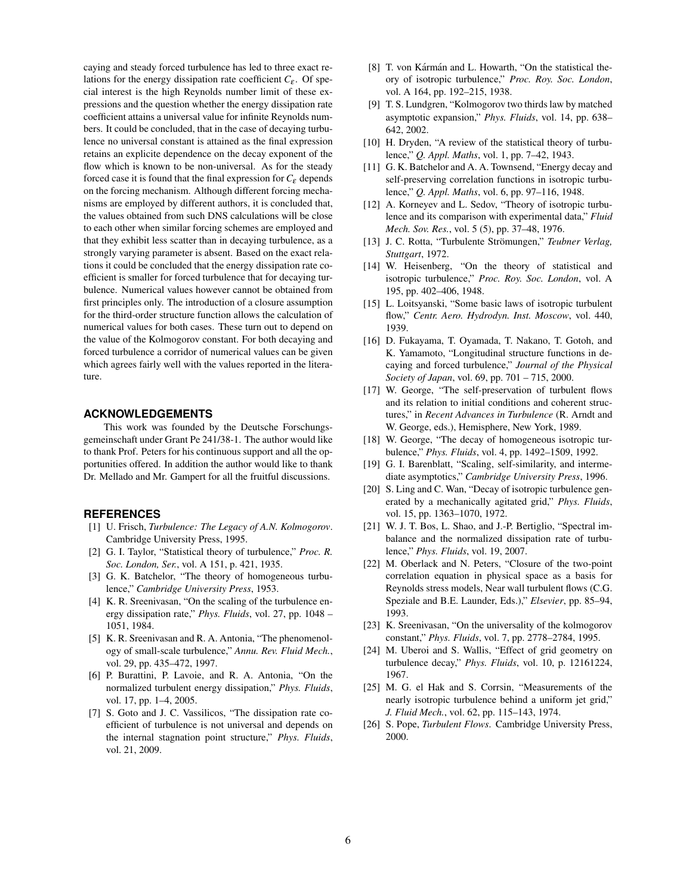caying and steady forced turbulence has led to three exact relations for the energy dissipation rate coefficient $C_\varepsilon$. Of special interest is the high Reynolds number limit of these expressions and the question whether the energy dissipation rate coefficient attains a universal value for infinite Reynolds numbers. It could be concluded, that in the case of decaying turbulence no universal constant is attained as the final expression retains an explicite dependence on the decay exponent of the flow which is known to be non-universal. As for the steady forced case it is found that the final expression for $C_\varepsilon$ depends on the forcing mechanism. Although different forcing mechanisms are employed by different authors, it is concluded that, the values obtained from such DNS calculations will be close to each other when similar forcing schemes are employed and that they exhibit less scatter than in decaying turbulence, as a strongly varying parameter is absent. Based on the exact relations it could be concluded that the energy dissipation rate coefficient is smaller for forced turbulence that for decaying turbulence. Numerical values however cannot be obtained from first principles only. The introduction of a closure assumption for the third-order structure function allows the calculation of numerical values for both cases. These turn out to depend on the value of the Kolmogorov constant. For both decaying and forced turbulence a corridor of numerical values can be given which agrees fairly well with the values reported in the literature.

## ACKNOWLEDGEMENTS

This work was founded by the Deutsche Forschungsgemeinschaft under Grant Pe 241/38-1. The author would like to thank Prof. Peters for his continuous support and all the opportunities offered. In addition the author would like to thank Dr. Mellado and Mr. Gampert for all the fruitful discussions.

## REFERENCES

[1] U. Frisch, *Turbulence: The Legacy of A.N. Kolmogorov*. Cambridge University Press, 1995.

[2] G. I. Taylor, "Statistical theory of turbulence," *Proc. R. Soc. London, Ser.*, vol. A 151, p. 421, 1935.

[3] G. K. Batchelor, "The theory of homogeneous turbulence," *Cambridge University Press*, 1953.

[4] K. R. Sreenivasan, "On the scaling of the turbulence energy dissipation rate," *Phys. Fluids*, vol. 27, pp. 1048 – 1051, 1984.

[5] K. R. Sreenivasan and R. A. Antonia, "The phenomenology of small-scale turbulence," *Annu. Rev. Fluid Mech.*, vol. 29, pp. 435–472, 1997.

[6] P. Burattini, P. Lavoie, and R. A. Antonia, "On the normalized turbulent energy dissipation," *Phys. Fluids*, vol. 17, pp. 1–4, 2005.

[7] S. Goto and J. C. Vassilicos, "The dissipation rate coefficient of turbulence is not universal and depends on the internal stagnation point structure," *Phys. Fluids*, vol. 21, 2009.

[8] T. von Kármán and L. Howarth, "On the statistical theory of isotropic turbulence," *Proc. Roy. Soc. London*, vol. A 164, pp. 192–215, 1938.

[9] T. S. Lundgren, "Kolmogorov two thirds law by matched asymptotic expansion," *Phys. Fluids*, vol. 14, pp. 638–642, 2002.

[10] H. Dryden, "A review of the statistical theory of turbulence," *Q. Appl. Maths*, vol. 1, pp. 7–42, 1943.

[11] G. K. Batchelor and A. A. Townsend, "Energy decay and self-preserving correlation functions in isotropic turbulence," *Q. Appl. Maths*, vol. 6, pp. 97–116, 1948.

[12] A. Korneyev and L. Sedov, "Theory of isotropic turbulence and its comparison with experimental data," *Fluid Mech. Sov. Res.*, vol. 5 (5), pp. 37–48, 1976.

[13] J. C. Rotta, "Turbulente Strömungen," *Teubner Verlag, Stuttgart*, 1972.

[14] W. Heisenberg, "On the theory of statistical and isotropic turbulence," *Proc. Roy. Soc. London*, vol. A 195, pp. 402–406, 1948.

[15] L. Loitsyanski, "Some basic laws of isotropic turbulent flow," *Centr. Aero. Hydrodyn. Inst. Moscow*, vol. 440, 1939.

[16] D. Fukayama, T. Oyamada, T. Nakano, T. Gotoh, and K. Yamamoto, "Longitudinal structure functions in decaying and forced turbulence," *Journal of the Physical Society of Japan*, vol. 69, pp. 701 – 715, 2000.

[17] W. George, "The self-preservation of turbulent flows and its relation to initial conditions and coherent structures," in *Recent Advances in Turbulence* (R. Arndt and W. George, eds.), Hemisphere, New York, 1989.

[18] W. George, "The decay of homogeneous isotropic turbulence," *Phys. Fluids*, vol. 4, pp. 1492–1509, 1992.

[19] G. I. Barenblatt, "Scaling, self-similarity, and intermediate asymptotics," *Cambridge University Press*, 1996.

[20] S. Ling and C. Wan, "Decay of isotropic turbulence generated by a mechanically agitated grid," *Phys. Fluids*, vol. 15, pp. 1363–1070, 1972.

[21] W. J. T. Bos, L. Shao, and J.-P. Bertiglio, "Spectral imbalance and the normalized dissipation rate of turbulence," *Phys. Fluids*, vol. 19, 2007.

[22] M. Oberlack and N. Peters, "Closure of the two-point correlation equation in physical space as a basis for Reynolds stress models, Near wall turbulent flows (C.G. Speziale and B.E. Launder, Eds.)," *Elsevier*, pp. 85–94, 1993.

[23] K. Sreenivasan, "On the universality of the kolmogorov constant," *Phys. Fluids*, vol. 7, pp. 2778–2784, 1995.

[24] M. Uberoi and S. Wallis, "Effect of grid geometry on turbulence decay," *Phys. Fluids*, vol. 10, p. 12161224, 1967.

[25] M. G. el Hak and S. Corrsin, "Measurements of the nearly isotropic turbulence behind a uniform jet grid," *J. Fluid Mech.*, vol. 62, pp. 115–143, 1974.

[26] S. Pope, *Turbulent Flows.* Cambridge University Press, 2000.